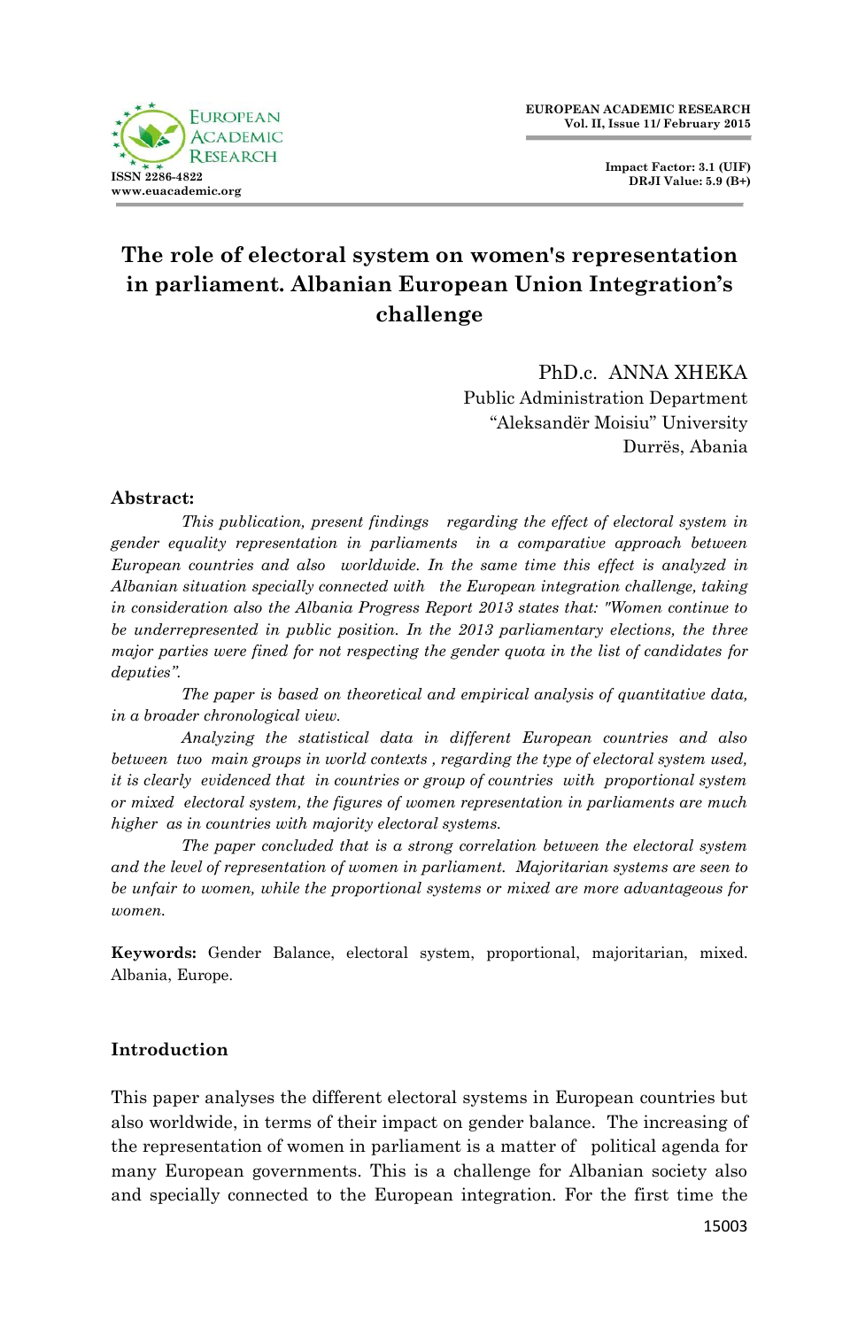# The role of electoral system on women's representation in parliament. Albanian European Union Integration's challenge

PhD.c. ANNA XHEKA
Public Administration Department
"Aleksandër Moisiu" University
Durrës, Abania

**Abstract:**

*This publication, present findings regarding the effect of electoral system in gender equality representation in parliaments in a comparative approach between European countries and also worldwide. In the same time this effect is analyzed in Albanian situation specially connected with the European integration challenge, taking in consideration also the Albania Progress Report 2013 states that: "Women continue to be underrepresented in public position. In the 2013 parliamentary elections, the three major parties were fined for not respecting the gender quota in the list of candidates for deputies".*

*The paper is based on theoretical and empirical analysis of quantitative data, in a broader chronological view.*

*Analyzing the statistical data in different European countries and also between two main groups in world contexts , regarding the type of electoral system used, it is clearly evidenced that in countries or group of countries with proportional system or mixed electoral system, the figures of women representation in parliaments are much higher as in countries with majority electoral systems.*

*The paper concluded that is a strong correlation between the electoral system and the level of representation of women in parliament. Majoritarian systems are seen to be unfair to women, while the proportional systems or mixed are more advantageous for women.*

**Keywords:** Gender Balance, electoral system, proportional, majoritarian, mixed. Albania, Europe.

## Introduction

This paper analyses the different electoral systems in European countries but also worldwide, in terms of their impact on gender balance. The increasing of the representation of women in parliament is a matter of political agenda for many European governments. This is a challenge for Albanian society also and specially connected to the European integration. For the first time the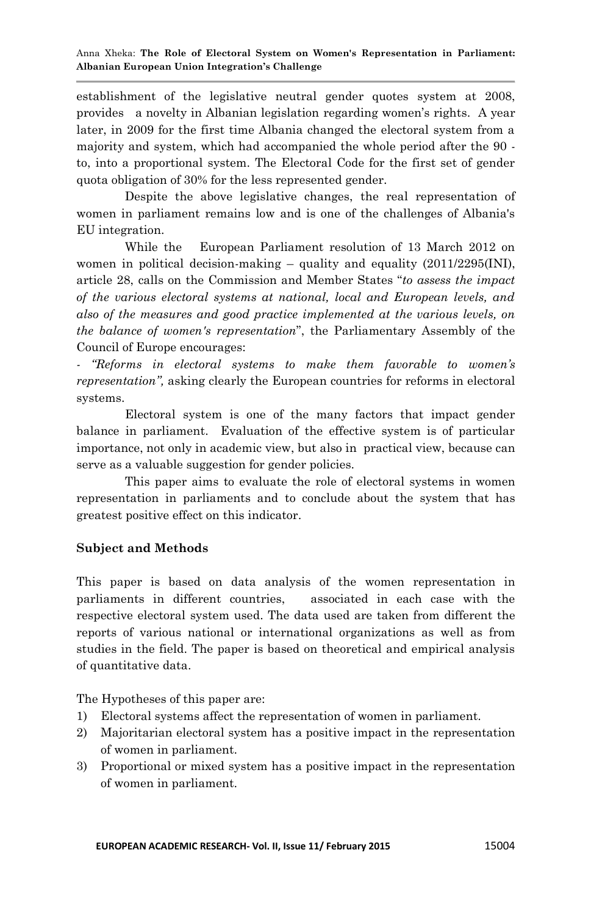establishment of the legislative neutral gender quotes system at 2008, provides a novelty in Albanian legislation regarding women's rights. A year later, in 2009 for the first time Albania changed the electoral system from a majority and system, which had accompanied the whole period after the 90 - to, into a proportional system. The Electoral Code for the first set of gender quota obligation of 30% for the less represented gender.

Despite the above legislative changes, the real representation of women in parliament remains low and is one of the challenges of Albania's EU integration.

While the European Parliament resolution of 13 March 2012 on women in political decision-making – quality and equality (2011/2295(INI), article 28, calls on the Commission and Member States "*to assess the impact of the various electoral systems at national, local and European levels, and also of the measures and good practice implemented at the various levels, on the balance of women's representation*", the Parliamentary Assembly of the Council of Europe encourages:

- *"Reforms in electoral systems to make them favorable to women's representation",* asking clearly the European countries for reforms in electoral systems.

Electoral system is one of the many factors that impact gender balance in parliament. Evaluation of the effective system is of particular importance, not only in academic view, but also in practical view, because can serve as a valuable suggestion for gender policies.

This paper aims to evaluate the role of electoral systems in women representation in parliaments and to conclude about the system that has greatest positive effect on this indicator.

**Subject and Methods**

This paper is based on data analysis of the women representation in parliaments in different countries, associated in each case with the respective electoral system used. The data used are taken from different the reports of various national or international organizations as well as from studies in the field. The paper is based on theoretical and empirical analysis of quantitative data.

The Hypotheses of this paper are:

1) Electoral systems affect the representation of women in parliament.
2) Majoritarian electoral system has a positive impact in the representation of women in parliament.
3) Proportional or mixed system has a positive impact in the representation of women in parliament.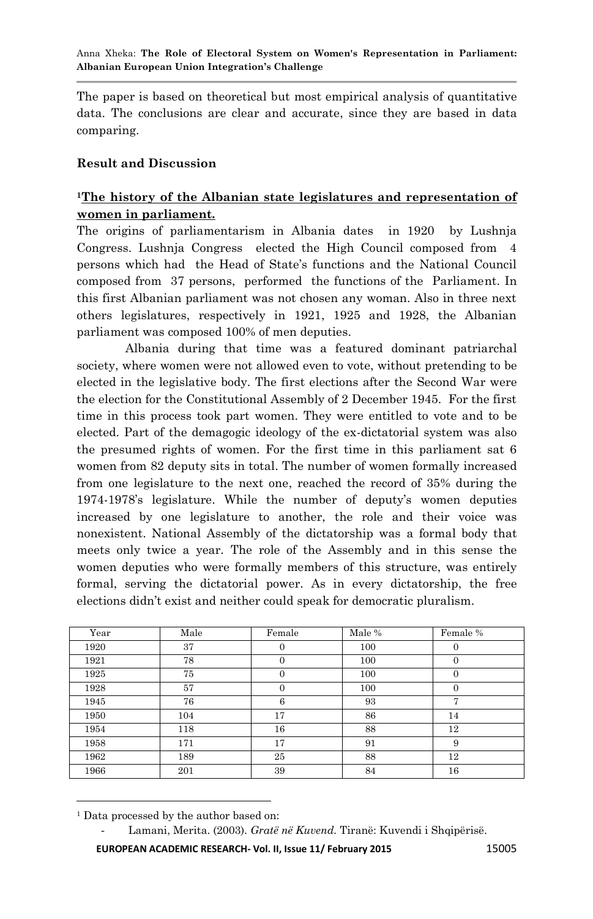The paper is based on theoretical but most empirical analysis of quantitative data. The conclusions are clear and accurate, since they are based in data comparing.

## Result and Discussion

### [1]The history of the Albanian state legislatures and representation of women in parliament.

The origins of parliamentarism in Albania dates in 1920 by Lushnja Congress. Lushnja Congress elected the High Council composed from 4 persons which had the Head of State's functions and the National Council composed from 37 persons, performed the functions of the Parliament. In this first Albanian parliament was not chosen any woman. Also in three next others legislatures, respectively in 1921, 1925 and 1928, the Albanian parliament was composed 100% of men deputies.

Albania during that time was a featured dominant patriarchal society, where women were not allowed even to vote, without pretending to be elected in the legislative body. The first elections after the Second War were the election for the Constitutional Assembly of 2 December 1945. For the first time in this process took part women. They were entitled to vote and to be elected. Part of the demagogic ideology of the ex-dictatorial system was also the presumed rights of women. For the first time in this parliament sat 6 women from 82 deputy sits in total. The number of women formally increased from one legislature to the next one, reached the record of 35% during the 1974-1978's legislature. While the number of deputy's women deputies increased by one legislature to another, the role and their voice was nonexistent. National Assembly of the dictatorship was a formal body that meets only twice a year. The role of the Assembly and in this sense the women deputies who were formally members of this structure, was entirely formal, serving the dictatorial power. As in every dictatorship, the free elections didn't exist and neither could speak for democratic pluralism.

| Year | Male | Female | Male % | Female % |
|---|---|---|---|---|
| 1920 | 37 | 0 | 100 | 0 |
| 1921 | 78 | 0 | 100 | 0 |
| 1925 | 75 | 0 | 100 | 0 |
| 1928 | 57 | 0 | 100 | 0 |
| 1945 | 76 | 6 | 93 | 7 |
| 1950 | 104 | 17 | 86 | 14 |
| 1954 | 118 | 16 | 88 | 12 |
| 1958 | 171 | 17 | 91 | 9 |
| 1962 | 189 | 25 | 88 | 12 |
| 1966 | 201 | 39 | 84 | 16 |

[1] Data processed by the author based on:

- Lamani, Merita. (2003). *Gratë në Kuvend.* Tiranë: Kuvendi i Shqipërisë.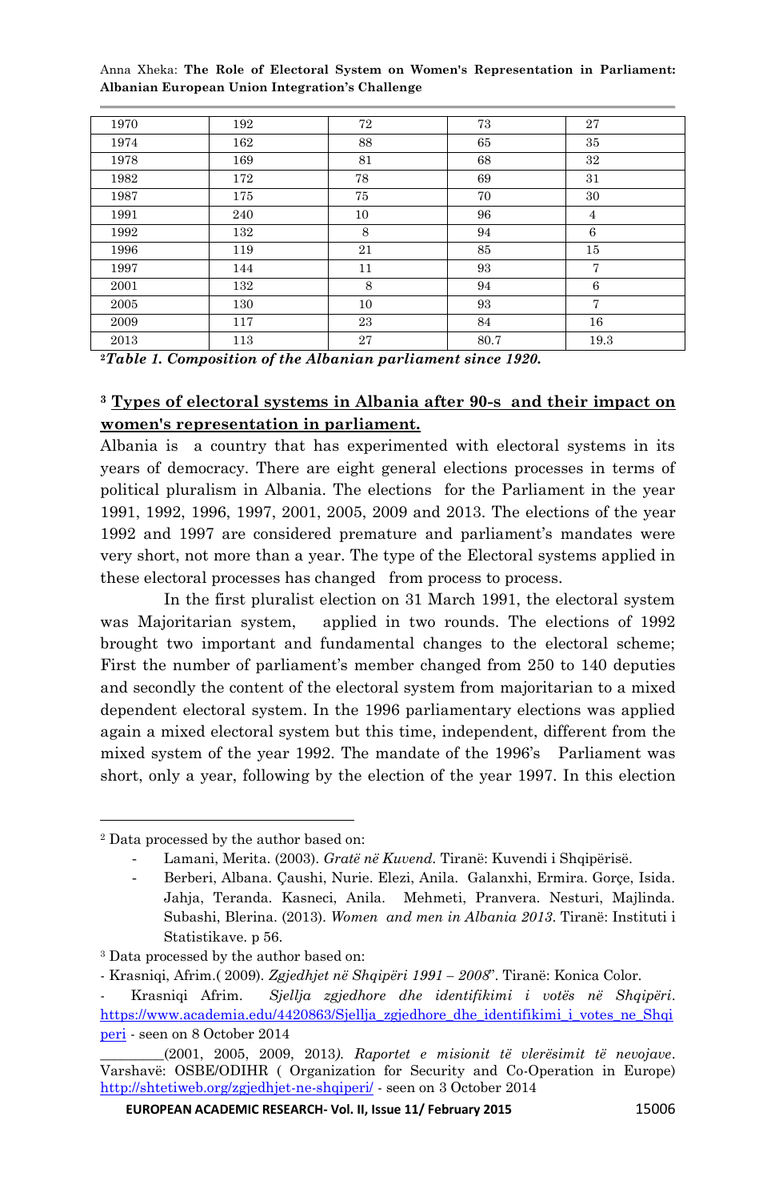| 1970 | 192 | 72 | 73 | 27 |
|---|---|---|---|---|
| 1974 | 162 | 88 | 65 | 35 |
| 1978 | 169 | 81 | 68 | 32 |
| 1982 | 172 | 78 | 69 | 31 |
| 1987 | 175 | 75 | 70 | 30 |
| 1991 | 240 | 10 | 96 | 4 |
| 1992 | 132 | 8 | 94 | 6 |
| 1996 | 119 | 21 | 85 | 15 |
| 1997 | 144 | 11 | 93 | 7 |
| 2001 | 132 | 8 | 94 | 6 |
| 2005 | 130 | 10 | 93 | 7 |
| 2009 | 117 | 23 | 84 | 16 |
| 2013 | 113 | 27 | 80.7 | 19.3 |

[2]***Table 1. Composition of the Albanian parliament since 1920.***

## [3] Types of electoral systems in Albania after 90-s and their impact on women's representation in parliament.

Albania is a country that has experimented with electoral systems in its years of democracy. There are eight general elections processes in terms of political pluralism in Albania. The elections for the Parliament in the year 1991, 1992, 1996, 1997, 2001, 2005, 2009 and 2013. The elections of the year 1992 and 1997 are considered premature and parliament's mandates were very short, not more than a year. The type of the Electoral systems applied in these electoral processes has changed from process to process.

In the first pluralist election on 31 March 1991, the electoral system was Majoritarian system, applied in two rounds. The elections of 1992 brought two important and fundamental changes to the electoral scheme; First the number of parliament's member changed from 250 to 140 deputies and secondly the content of the electoral system from majoritarian to a mixed dependent electoral system. In the 1996 parliamentary elections was applied again a mixed electoral system but this time, independent, different from the mixed system of the year 1992. The mandate of the 1996's Parliament was short, only a year, following by the election of the year 1997. In this election

---

[2] Data processed by the author based on:

- Lamani, Merita. (2003). *Gratë në Kuvend*. Tiranë: Kuvendi i Shqipërisë.
- Berberi, Albana. Çaushi, Nurie. Elezi, Anila. Galanxhi, Ermira. Gorçe, Isida. Jahja, Teranda. Kasneci, Anila. Mehmeti, Pranvera. Nesturi, Majlinda. Subashi, Blerina. (2013). *Women and men in Albania 2013*. Tiranë: Instituti i Statistikave. p 56.

[3] Data processed by the author based on:

- Krasniqi, Afrim.( 2009). *Zgjedhjet në Shqipëri 1991 – 2008*". Tiranë: Konica Color.

- Krasniqi Afrim. *Sjellja zgjedhore dhe identifikimi i votës në Shqipëri*. https://www.academia.edu/4420863/Sjellja_zgjedhore_dhe_identifikimi_i_votes_ne_Shqiperi - seen on 8 October 2014

________(2001, 2005, 2009, 2013*). Raportet e misionit të vlerësimit të nevojave*. Varshavë: OSBE/ODIHR ( Organization for Security and Co-Operation in Europe) http://shtetiweb.org/zgjedhjet-ne-shqiperi/ - seen on 3 October 2014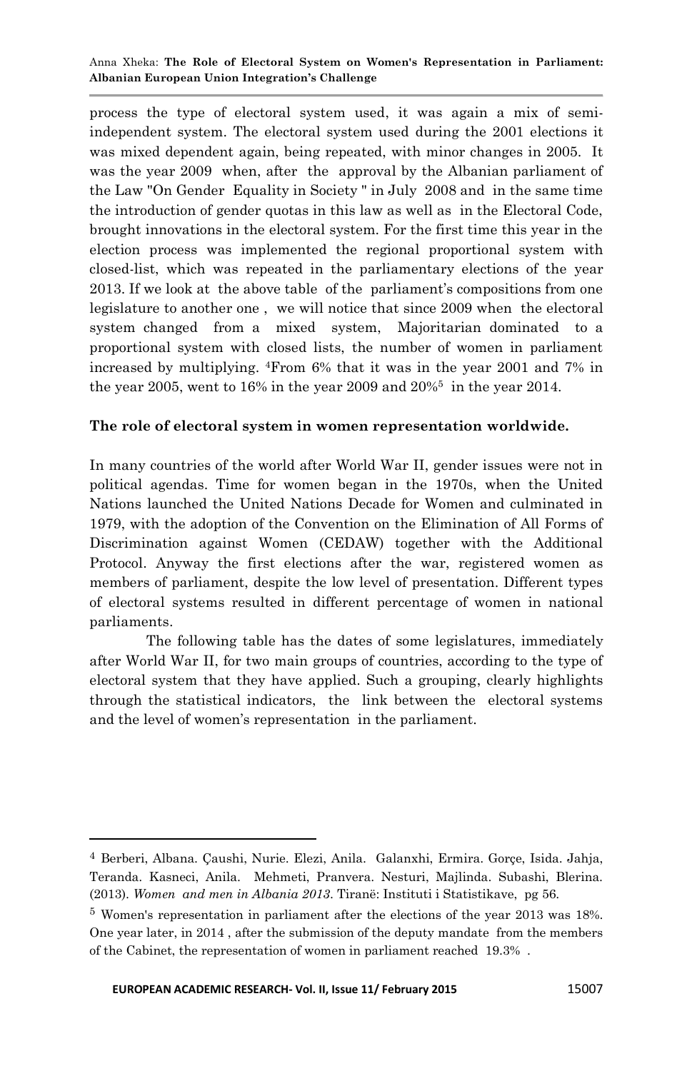process the type of electoral system used, it was again a mix of semi-independent system. The electoral system used during the 2001 elections it was mixed dependent again, being repeated, with minor changes in 2005. It was the year 2009 when, after the approval by the Albanian parliament of the Law "On Gender Equality in Society " in July 2008 and in the same time the introduction of gender quotas in this law as well as in the Electoral Code, brought innovations in the electoral system. For the first time this year in the election process was implemented the regional proportional system with closed-list, which was repeated in the parliamentary elections of the year 2013. If we look at the above table of the parliament's compositions from one legislature to another one , we will notice that since 2009 when the electoral system changed from a mixed system, Majoritarian dominated to a proportional system with closed lists, the number of women in parliament increased by multiplying. [4]From 6% that it was in the year 2001 and 7% in the year 2005, went to 16% in the year 2009 and 20%[5] in the year 2014.

**The role of electoral system in women representation worldwide.**

In many countries of the world after World War II, gender issues were not in political agendas. Time for women began in the 1970s, when the United Nations launched the United Nations Decade for Women and culminated in 1979, with the adoption of the Convention on the Elimination of All Forms of Discrimination against Women (CEDAW) together with the Additional Protocol. Anyway the first elections after the war, registered women as members of parliament, despite the low level of presentation. Different types of electoral systems resulted in different percentage of women in national parliaments.

The following table has the dates of some legislatures, immediately after World War II, for two main groups of countries, according to the type of electoral system that they have applied. Such a grouping, clearly highlights through the statistical indicators, the link between the electoral systems and the level of women's representation in the parliament.

---

[4] Berberi, Albana. Çaushi, Nurie. Elezi, Anila. Galanxhi, Ermira. Gorçe, Isida. Jahja, Teranda. Kasneci, Anila. Mehmeti, Pranvera. Nesturi, Majlinda. Subashi, Blerina. (2013). *Women and men in Albania 2013.* Tiranë: Instituti i Statistikave, pg 56.

[5] Women's representation in parliament after the elections of the year 2013 was 18%. One year later, in 2014 , after the submission of the deputy mandate from the members of the Cabinet, the representation of women in parliament reached 19.3% .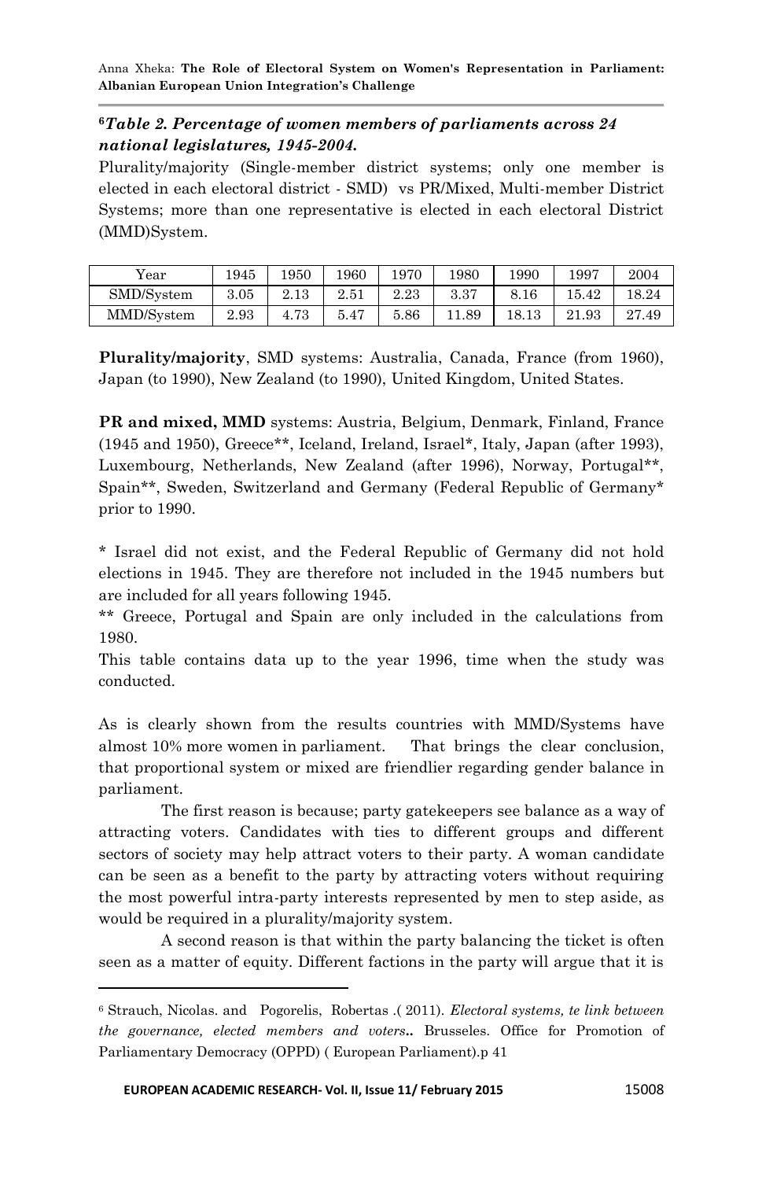[6] ***Table 2. Percentage of women members of parliaments across 24 national legislatures, 1945-2004.***

Plurality/majority (Single-member district systems; only one member is elected in each electoral district - SMD) vs PR/Mixed, Multi-member District Systems; more than one representative is elected in each electoral District (MMD)System.

| Year | 1945 | 1950 | 1960 | 1970 | 1980 | 1990 | 1997 | 2004 |
|---|---|---|---|---|---|---|---|---|
| SMD/System | 3.05 | 2.13 | 2.51 | 2.23 | 3.37 | 8.16 | 15.42 | 18.24 |
| MMD/System | 2.93 | 4.73 | 5.47 | 5.86 | 11.89 | 18.13 | 21.93 | 27.49 |

**Plurality/majority**, SMD systems: Australia, Canada, France (from 1960), Japan (to 1990), New Zealand (to 1990), United Kingdom, United States.

**PR and mixed, MMD** systems: Austria, Belgium, Denmark, Finland, France (1945 and 1950), Greece**, Iceland, Ireland, Israel*, Italy, Japan (after 1993), Luxembourg, Netherlands, New Zealand (after 1996), Norway, Portugal**, Spain**, Sweden, Switzerland and Germany (Federal Republic of Germany* prior to 1990.

\* Israel did not exist, and the Federal Republic of Germany did not hold elections in 1945. They are therefore not included in the 1945 numbers but are included for all years following 1945.

** Greece, Portugal and Spain are only included in the calculations from 1980.

This table contains data up to the year 1996, time when the study was conducted.

As is clearly shown from the results countries with MMD/Systems have almost 10% more women in parliament. That brings the clear conclusion, that proportional system or mixed are friendlier regarding gender balance in parliament.

The first reason is because; party gatekeepers see balance as a way of attracting voters. Candidates with ties to different groups and different sectors of society may help attract voters to their party. A woman candidate can be seen as a benefit to the party by attracting voters without requiring the most powerful intra-party interests represented by men to step aside, as would be required in a plurality/majority system.

A second reason is that within the party balancing the ticket is often seen as a matter of equity. Different factions in the party will argue that it is

---

[6] Strauch, Nicolas. and Pogorelis, Robertas .( 2011). *Electoral systems, te link between the governance, elected members and voters*.**.** Brusseles. Office for Promotion of Parliamentary Democracy (OPPD) ( European Parliament).p 41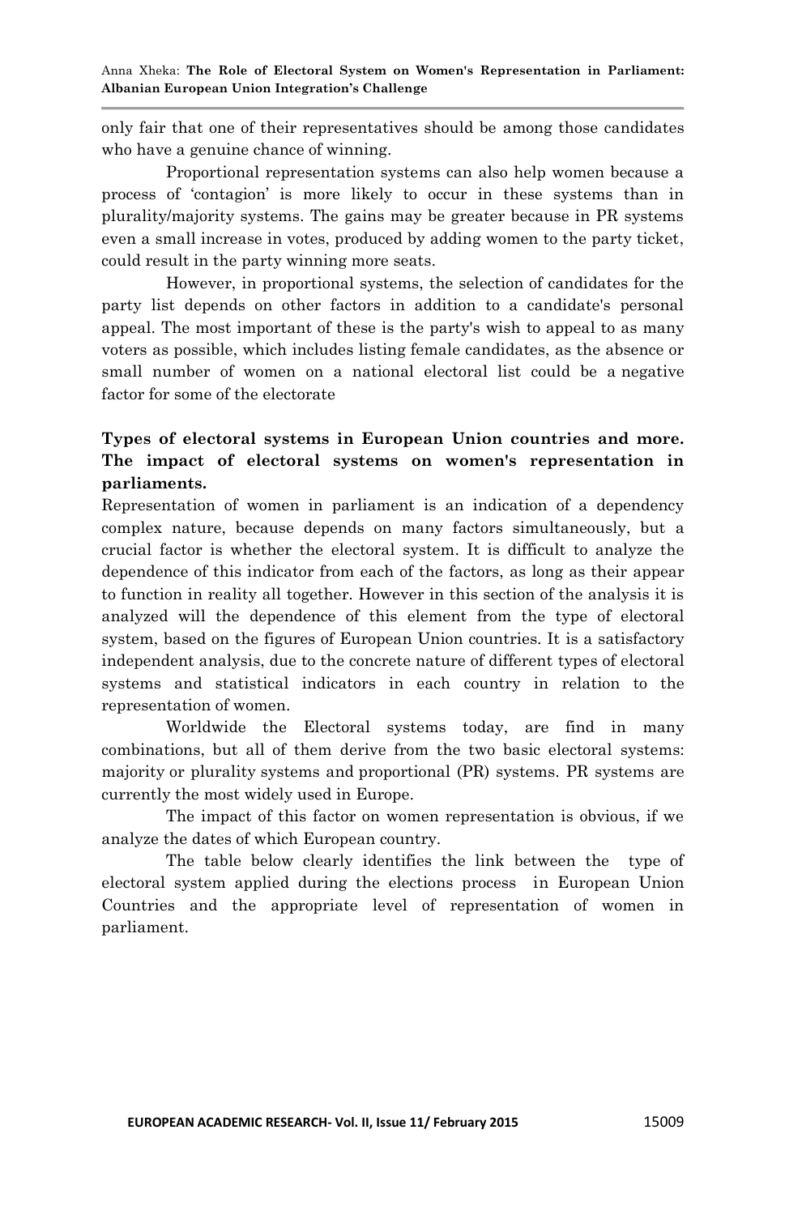only fair that one of their representatives should be among those candidates who have a genuine chance of winning.

Proportional representation systems can also help women because a process of 'contagion' is more likely to occur in these systems than in plurality/majority systems. The gains may be greater because in PR systems even a small increase in votes, produced by adding women to the party ticket, could result in the party winning more seats.

However, in proportional systems, the selection of candidates for the party list depends on other factors in addition to a candidate's personal appeal. The most important of these is the party's wish to appeal to as many voters as possible, which includes listing female candidates, as the absence or small number of women on a national electoral list could be a negative factor for some of the electorate

## Types of electoral systems in European Union countries and more. The impact of electoral systems on women's representation in parliaments.

Representation of women in parliament is an indication of a dependency complex nature, because depends on many factors simultaneously, but a crucial factor is whether the electoral system. It is difficult to analyze the dependence of this indicator from each of the factors, as long as their appear to function in reality all together. However in this section of the analysis it is analyzed will the dependence of this element from the type of electoral system, based on the figures of European Union countries. It is a satisfactory independent analysis, due to the concrete nature of different types of electoral systems and statistical indicators in each country in relation to the representation of women.

Worldwide the Electoral systems today, are find in many combinations, but all of them derive from the two basic electoral systems: majority or plurality systems and proportional (PR) systems. PR systems are currently the most widely used in Europe.

The impact of this factor on women representation is obvious, if we analyze the dates of which European country.

The table below clearly identifies the link between the type of electoral system applied during the elections process in European Union Countries and the appropriate level of representation of women in parliament.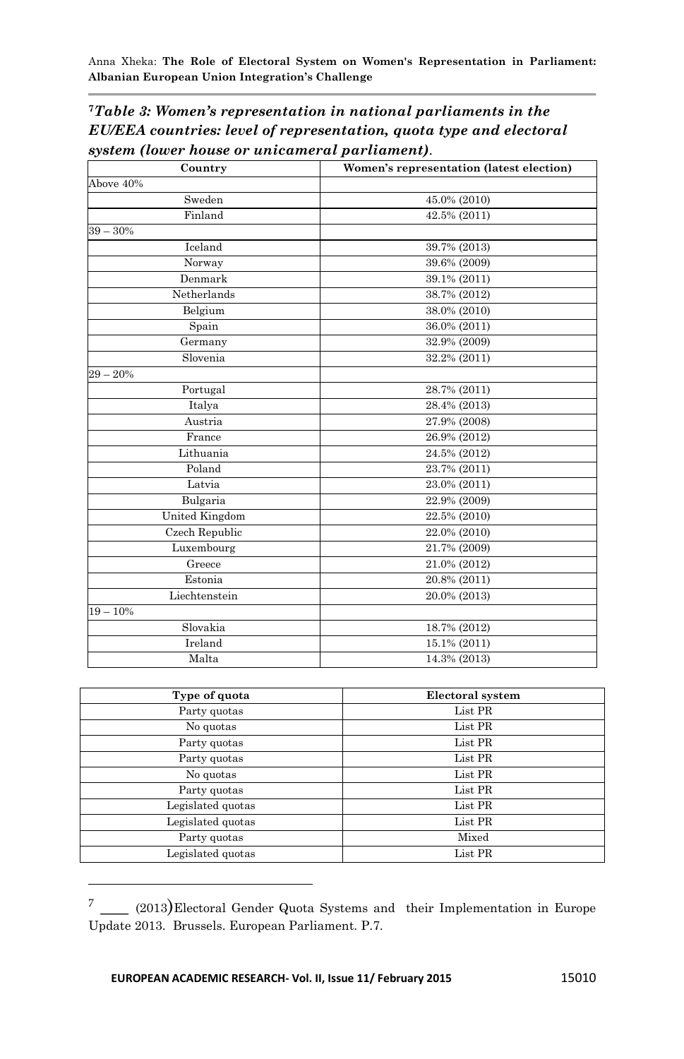[7]***Table 3: Women's representation in national parliaments in the EU/EEA countries: level of representation, quota type and electoral system (lower house or unicameral parliament)***.

| Country | Women's representation (latest election) |
|---|---|
| Above 40% | |
| Sweden | 45.0% (2010) |
| Finland | 42.5% (2011) |
| 39 – 30% | |
| Iceland | 39.7% (2013) |
| Norway | 39.6% (2009) |
| Denmark | 39.1% (2011) |
| Netherlands | 38.7% (2012) |
| Belgium | 38.0% (2010) |
| Spain | 36.0% (2011) |
| Germany | 32.9% (2009) |
| Slovenia | 32.2% (2011) |
| 29 – 20% | |
| Portugal | 28.7% (2011) |
| Italya | 28.4% (2013) |
| Austria | 27.9% (2008) |
| France | 26.9% (2012) |
| Lithuania | 24.5% (2012) |
| Poland | 23.7% (2011) |
| Latvia | 23.0% (2011) |
| Bulgaria | 22.9% (2009) |
| United Kingdom | 22.5% (2010) |
| Czech Republic | 22.0% (2010) |
| Luxembourg | 21.7% (2009) |
| Greece | 21.0% (2012) |
| Estonia | 20.8% (2011) |
| Liechtenstein | 20.0% (2013) |
| 19 – 10% | |
| Slovakia | 18.7% (2012) |
| Ireland | 15.1% (2011) |
| Malta | 14.3% (2013) |

| Type of quota | Electoral system |
|---|---|
| Party quotas | List PR |
| No quotas | List PR |
| Party quotas | List PR |
| Party quotas | List PR |
| No quotas | List PR |
| Party quotas | List PR |
| Legislated quotas | List PR |
| Legislated quotas | List PR |
| Party quotas | Mixed |
| Legislated quotas | List PR |

---

[7] \_\_\_\_ (2013) Electoral Gender Quota Systems and their Implementation in Europe Update 2013. Brussels. European Parliament. P.7.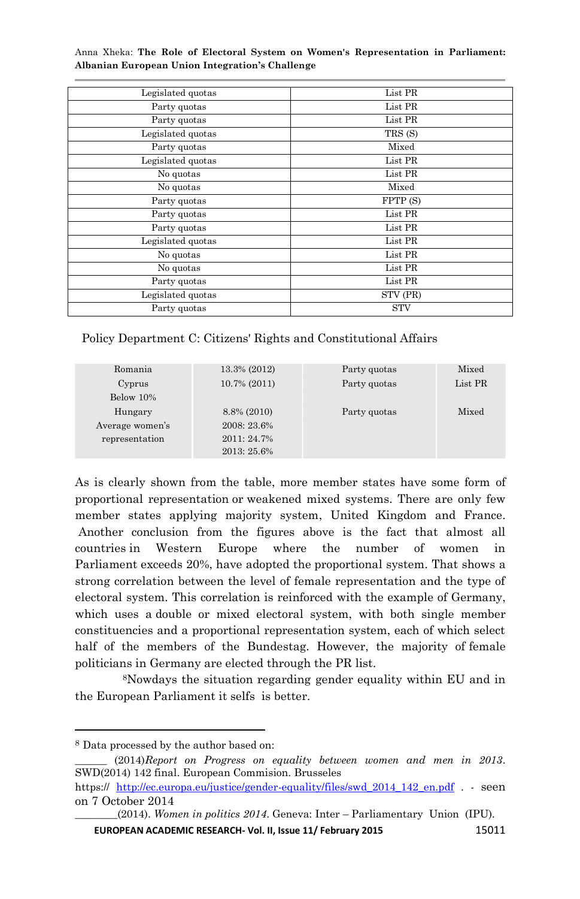| Legislated quotas | List PR |
|---|---|
| Party quotas | List PR |
| Party quotas | List PR |
| Legislated quotas | TRS (S) |
| Party quotas | Mixed |
| Legislated quotas | List PR |
| No quotas | List PR |
| No quotas | Mixed |
| Party quotas | FPTP (S) |
| Party quotas | List PR |
| Party quotas | List PR |
| Legislated quotas | List PR |
| No quotas | List PR |
| No quotas | List PR |
| Party quotas | List PR |
| Legislated quotas | STV (PR) |
| Party quotas | STV |

Policy Department C: Citizens' Rights and Constitutional Affairs

| Romania | 13.3% (2012) | Party quotas | Mixed |
|---|---|---|---|
| Cyprus | 10.7% (2011) | Party quotas | List PR |
| Below 10% | | | |
| Hungary | 8.8% (2010) | Party quotas | Mixed |
| Average women's representation | 2008: 23.6%<br>2011: 24.7%<br>2013: 25.6% | | |

As is clearly shown from the table, more member states have some form of proportional representation or weakened mixed systems. There are only few member states applying majority system, United Kingdom and France. Another conclusion from the figures above is the fact that almost all countries in Western Europe where the number of women in Parliament exceeds 20%, have adopted the proportional system. That shows a strong correlation between the level of female representation and the type of electoral system. This correlation is reinforced with the example of Germany, which uses a double or mixed electoral system, with both single member constituencies and a proportional representation system, each of which select half of the members of the Bundestag. However, the majority of female politicians in Germany are elected through the PR list.

[8]Nowdays the situation regarding gender equality within EU and in the European Parliament it selfs is better.

---

[8] Data processed by the author based on:
______ (2014)*Report on Progress on equality between women and men in 2013*. SWD(2014) 142 final. European Commision. Brusseles
https:// http://ec.europa.eu/justice/gender-equality/files/swd_2014_142_en.pdf . - seen on 7 October 2014
________(2014). *Women in politics 2014*. Geneva: Inter – Parliamentary Union (IPU).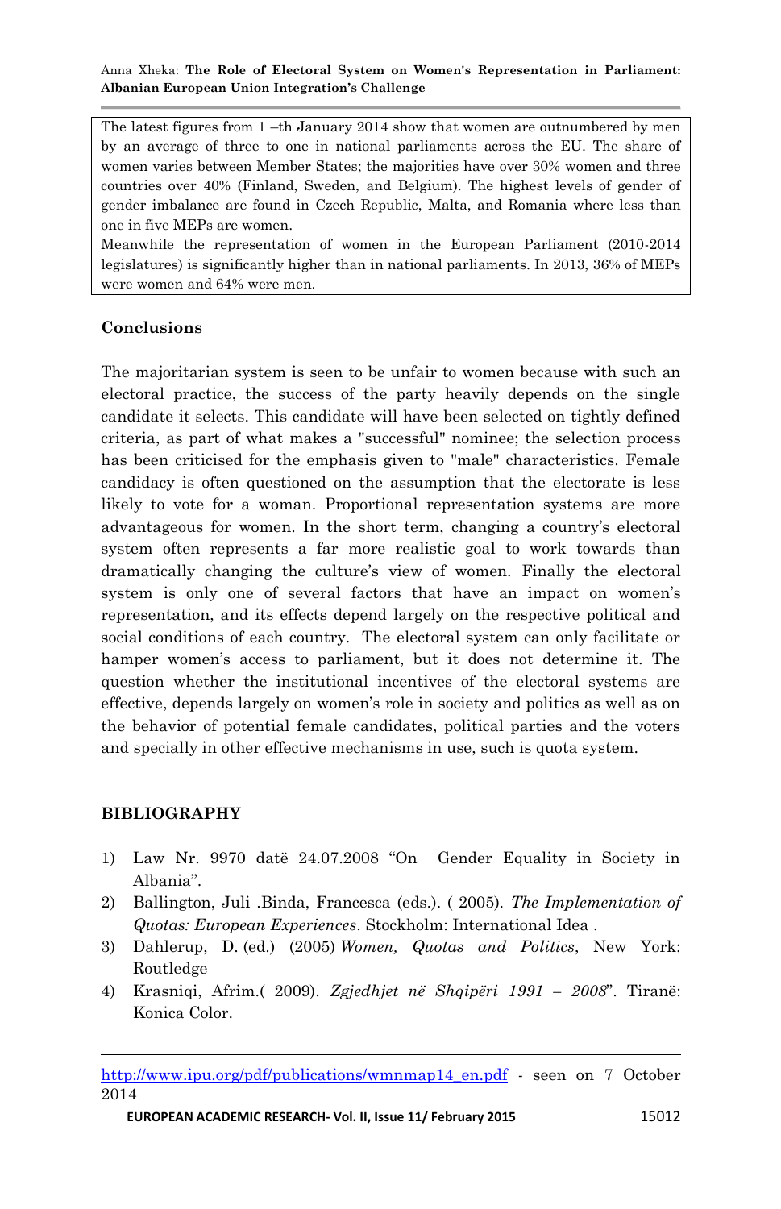The latest figures from 1 –th January 2014 show that women are outnumbered by men by an average of three to one in national parliaments across the EU. The share of women varies between Member States; the majorities have over 30% women and three countries over 40% (Finland, Sweden, and Belgium). The highest levels of gender of gender imbalance are found in Czech Republic, Malta, and Romania where less than one in five MEPs are women.

Meanwhile the representation of women in the European Parliament (2010-2014 legislatures) is significantly higher than in national parliaments. In 2013, 36% of MEPs were women and 64% were men.

## Conclusions

The majoritarian system is seen to be unfair to women because with such an electoral practice, the success of the party heavily depends on the single candidate it selects. This candidate will have been selected on tightly defined criteria, as part of what makes a "successful" nominee; the selection process has been criticised for the emphasis given to "male" characteristics. Female candidacy is often questioned on the assumption that the electorate is less likely to vote for a woman. Proportional representation systems are more advantageous for women. In the short term, changing a country's electoral system often represents a far more realistic goal to work towards than dramatically changing the culture's view of women. Finally the electoral system is only one of several factors that have an impact on women's representation, and its effects depend largely on the respective political and social conditions of each country. The electoral system can only facilitate or hamper women's access to parliament, but it does not determine it. The question whether the institutional incentives of the electoral systems are effective, depends largely on women's role in society and politics as well as on the behavior of potential female candidates, political parties and the voters and specially in other effective mechanisms in use, such is quota system.

## BIBLIOGRAPHY

1) Law Nr. 9970 datë 24.07.2008 "On Gender Equality in Society in Albania".
2) Ballington, Juli .Binda, Francesca (eds.). ( 2005). *The Implementation of Quotas: European Experiences*. Stockholm: International Idea .
3) Dahlerup, D. (ed.) (2005) *Women, Quotas and Politics*, New York: Routledge
4) Krasniqi, Afrim.( 2009). *Zgjedhjet në Shqipëri 1991 – 2008*". Tiranë: Konica Color.

---

http://www.ipu.org/pdf/publications/wmnmap14_en.pdf - seen on 7 October 2014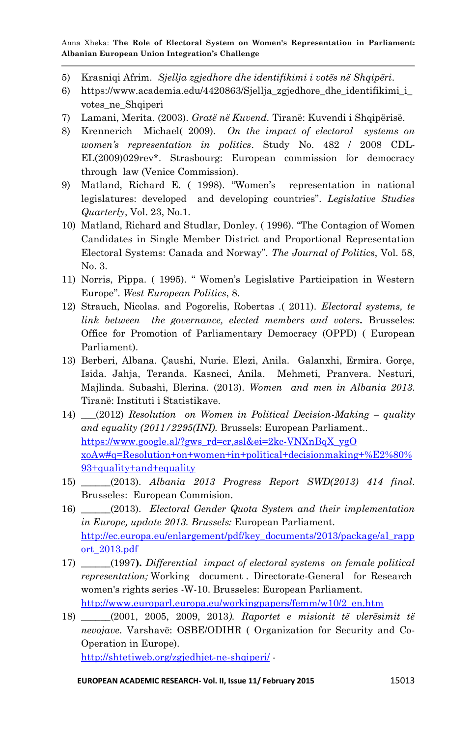5) Krasniqi Afrim. *Sjellja zgjedhore dhe identifikimi i votës në Shqipëri*.
6) https://www.academia.edu/4420863/Sjellja_zgjedhore_dhe_identifikimi_i_votes_ne_Shqiperi
7) Lamani, Merita. (2003). *Gratë në Kuvend*. Tiranë: Kuvendi i Shqipërisë.
8) Krennerich Michael( 2009). *On the impact of electoral systems on women's representation in politics*. Study No. 482 / 2008 CDL-EL(2009)029rev*. Strasbourg: European commission for democracy through law (Venice Commission).
9) Matland, Richard E. ( 1998). "Women's representation in national legislatures: developed and developing countries". *Legislative Studies Quarterly*, Vol. 23, No.1.
10) Matland, Richard and Studlar, Donley. ( 1996). "The Contagion of Women Candidates in Single Member District and Proportional Representation Electoral Systems: Canada and Norway". *The Journal of Politics*, Vol. 58, No. 3.
11) Norris, Pippa. ( 1995). " Women's Legislative Participation in Western Europe". *West European Politics*, 8.
12) Strauch, Nicolas. and Pogorelis, Robertas .( 2011). *Electoral systems, te link between the governance, elected members and voters***.** Brusseles: Office for Promotion of Parliamentary Democracy (OPPD) ( European Parliament).
13) Berberi, Albana. Çaushi, Nurie. Elezi, Anila. Galanxhi, Ermira. Gorçe, Isida. Jahja, Teranda. Kasneci, Anila. Mehmeti, Pranvera. Nesturi, Majlinda. Subashi, Blerina. (2013). *Women and men in Albania 2013*. Tiranë: Instituti i Statistikave.
14) ___(2012) *Resolution on Women in Political Decision-Making – quality and equality (2011/2295(INI)*. Brussels: European Parliament.. https://www.google.al/?gws_rd=cr,ssl&ei=2kc-VNXnBqX_ygOxoAw#q=Resolution+on+women+in+political+decisionmaking+%E2%80%93+quality+and+equality
15) ______(2013). *Albania 2013 Progress Report SWD(2013) 414 final*. Brusseles: European Commision.
16) ______(2013). *Electoral Gender Quota System and their implementation in Europe, update 2013. Brussels:* European Parliament. http://ec.europa.eu/enlargement/pdf/key_documents/2013/package/al_rapport_2013.pdf
17) ______(1997**).** *Differential impact of electoral systems on female political representation;* Working document . Directorate-General for Research women's rights series -W-10. Brusseles: European Parliament. http://www.europarl.europa.eu/workingpapers/femm/w10/2_en.htm
18) ______(2001, 2005, 2009, 2013*). Raportet e misionit të vlerësimit të nevojave*. Varshavë: OSBE/ODIHR ( Organization for Security and Co-Operation in Europe). http://shtetiweb.org/zgjedhjet-ne-shqiperi/ -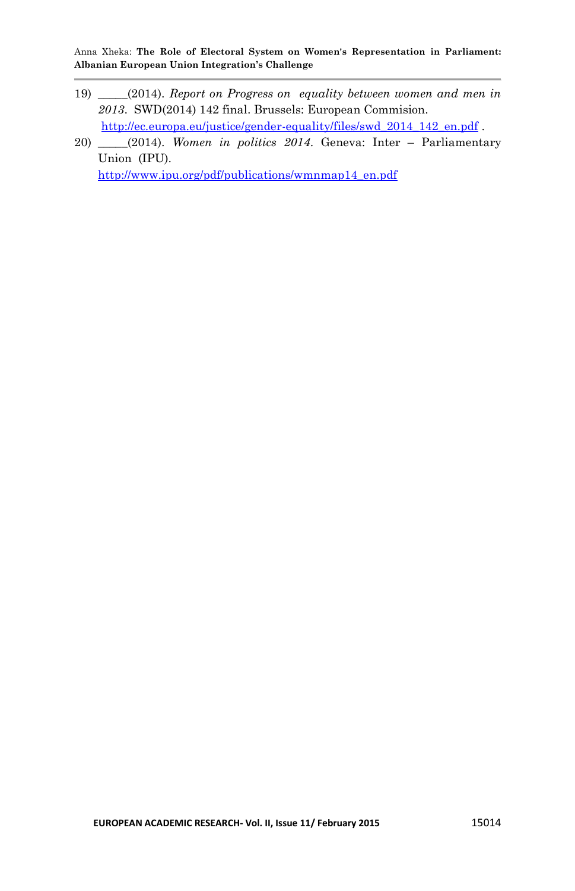19) _____(2014). *Report on Progress on equality between women and men in 2013*. SWD(2014) 142 final. Brussels: European Commision. http://ec.europa.eu/justice/gender-equality/files/swd_2014_142_en.pdf .

20) _____(2014). *Women in politics 2014*. Geneva: Inter – Parliamentary Union (IPU). http://www.ipu.org/pdf/publications/wmnmap14_en.pdf